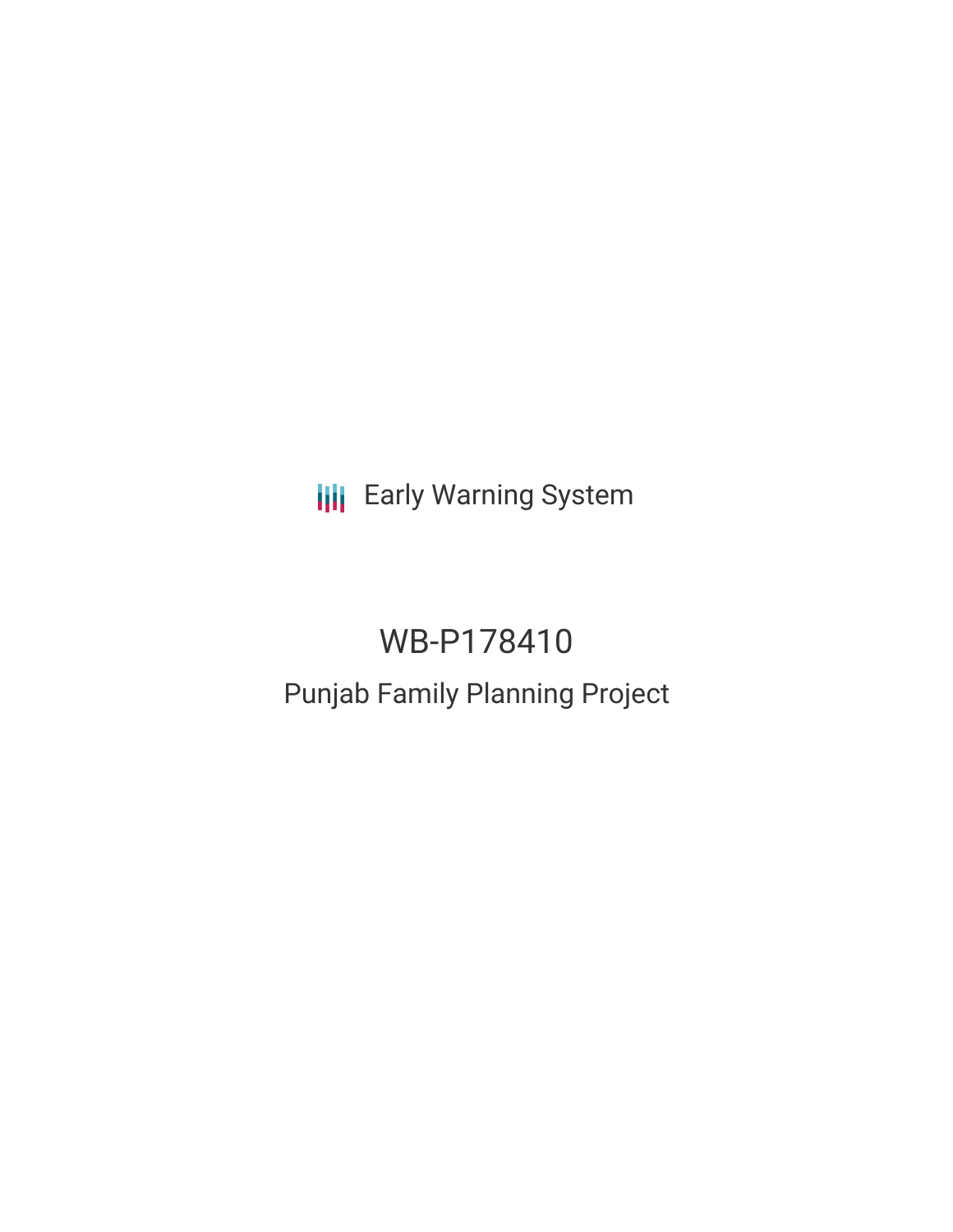Early Warning System

# WB-P178410

## Punjab Family Planning Project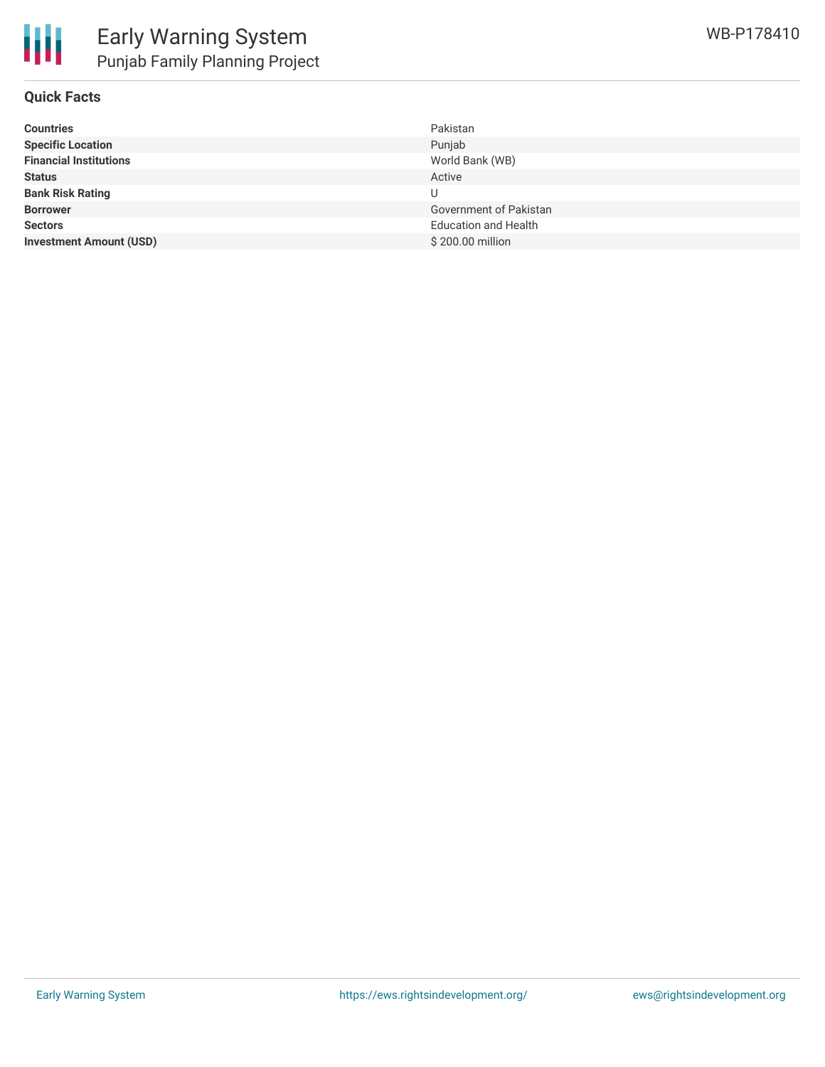# Early Warning System

## Punjab Family Planning Project

WB-P178410

### Quick Facts

| | |
|---|---|
| **Countries** | Pakistan |
| **Specific Location** | Punjab |
| **Financial Institutions** | World Bank (WB) |
| **Status** | Active |
| **Bank Risk Rating** | U |
| **Borrower** | Government of Pakistan |
| **Sectors** | Education and Health |
| **Investment Amount (USD)** | $ 200.00 million |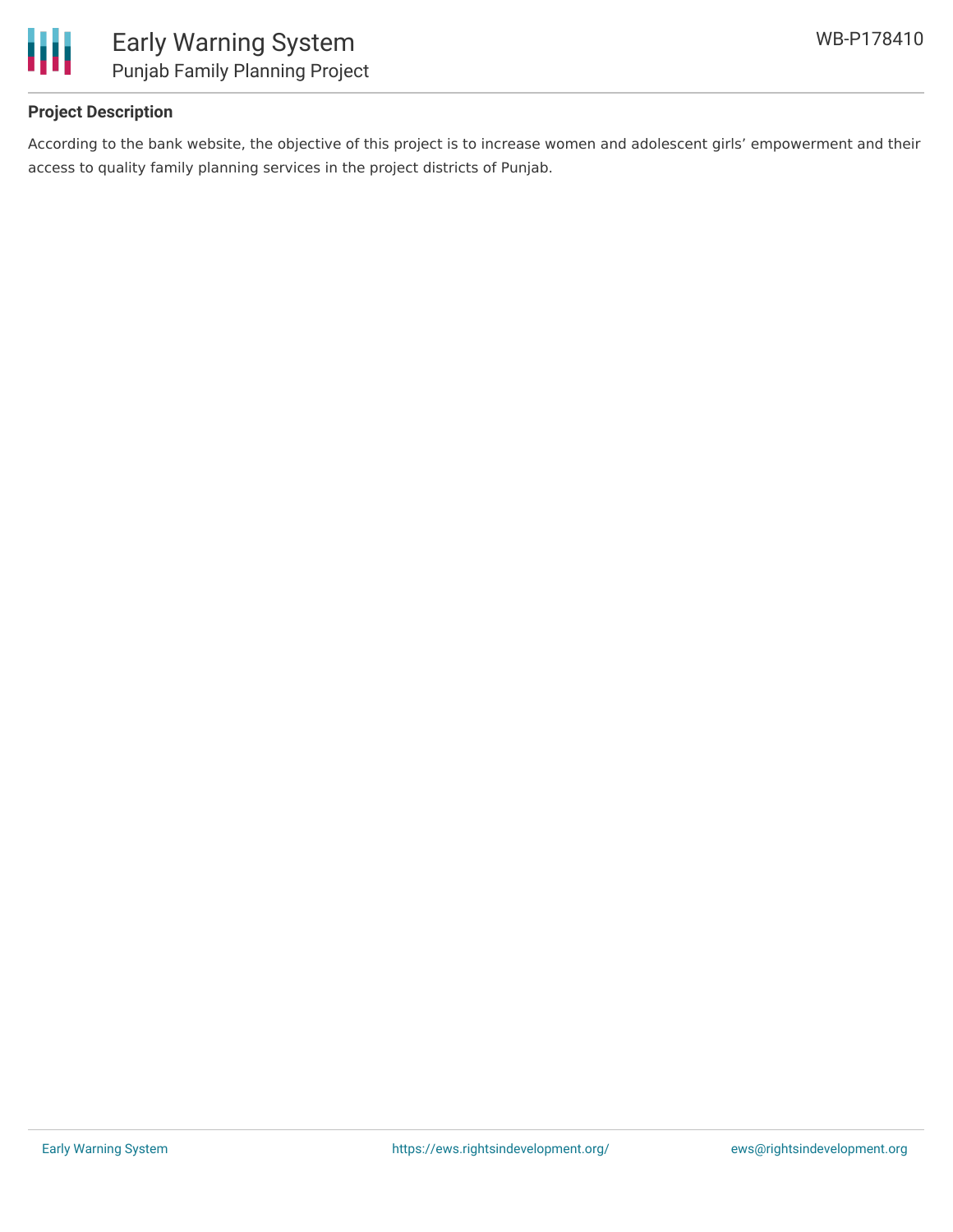## Project Description

According to the bank website, the objective of this project is to increase women and adolescent girls' empowerment and their access to quality family planning services in the project districts of Punjab.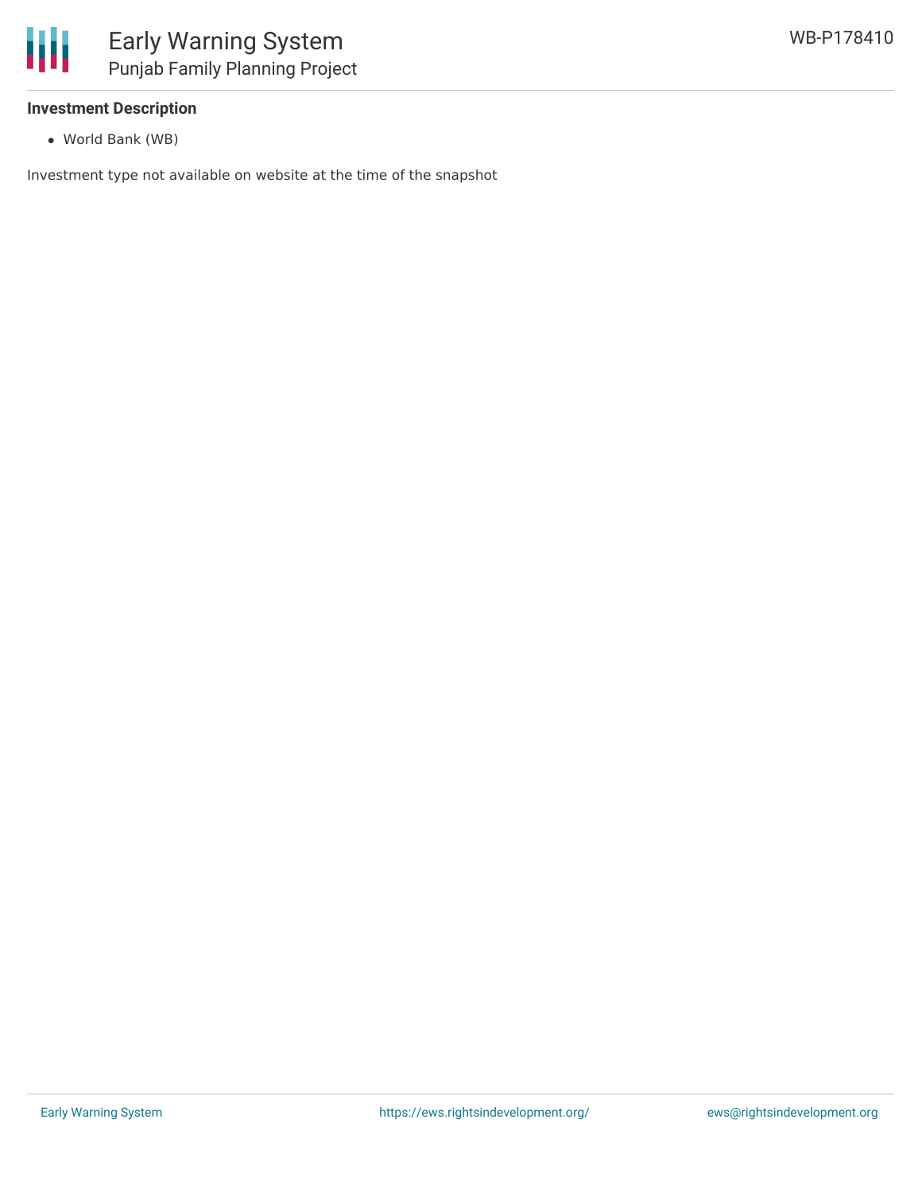### Investment Description

- World Bank (WB)

Investment type not available on website at the time of the snapshot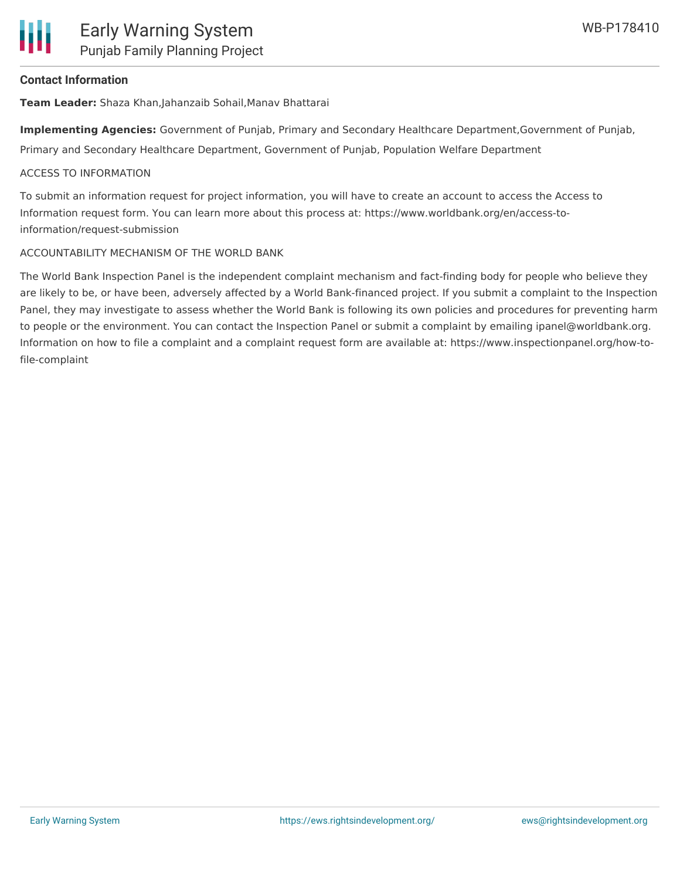### Contact Information

**Team Leader:** Shaza Khan,Jahanzaib Sohail,Manav Bhattarai

**Implementing Agencies:** Government of Punjab, Primary and Secondary Healthcare Department,Government of Punjab, Primary and Secondary Healthcare Department, Government of Punjab, Population Welfare Department

ACCESS TO INFORMATION

To submit an information request for project information, you will have to create an account to access the Access to Information request form. You can learn more about this process at: https://www.worldbank.org/en/access-to-information/request-submission

ACCOUNTABILITY MECHANISM OF THE WORLD BANK

The World Bank Inspection Panel is the independent complaint mechanism and fact-finding body for people who believe they are likely to be, or have been, adversely affected by a World Bank-financed project. If you submit a complaint to the Inspection Panel, they may investigate to assess whether the World Bank is following its own policies and procedures for preventing harm to people or the environment. You can contact the Inspection Panel or submit a complaint by emailing ipanel@worldbank.org. Information on how to file a complaint and a complaint request form are available at: https://www.inspectionpanel.org/how-to-file-complaint